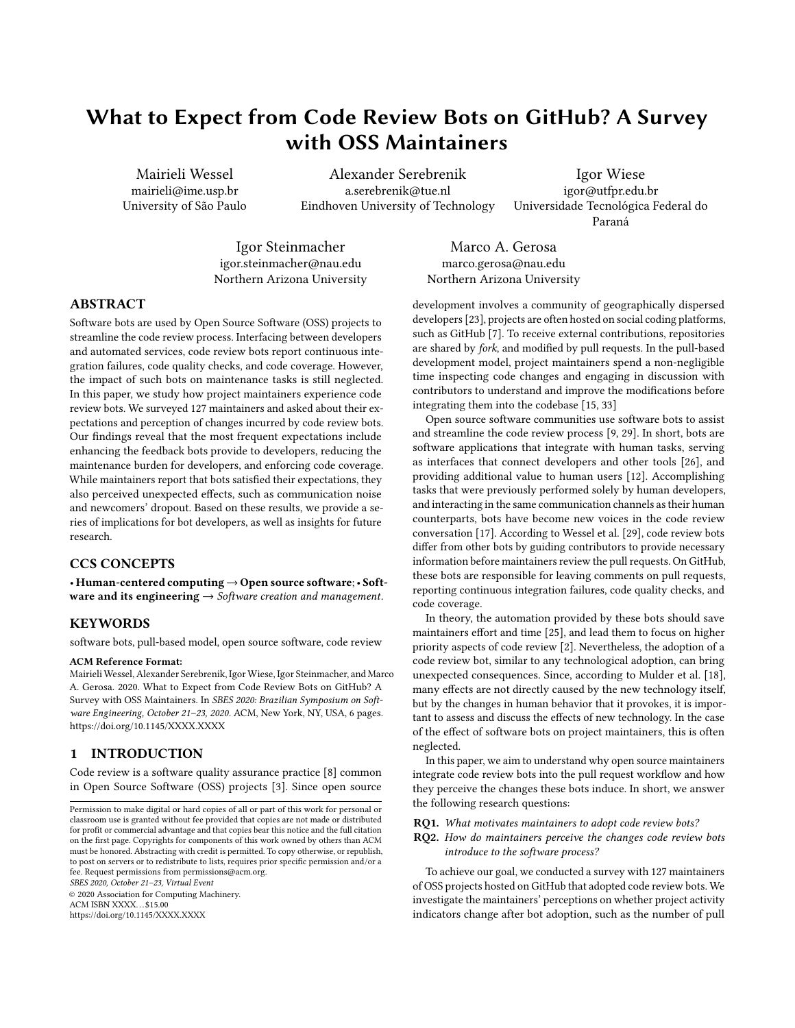# What to Expect from Code Review Bots on GitHub? A Survey with OSS Maintainers

Mairieli Wessel
mairieli@ime.usp.br
University of São Paulo

Alexander Serebrenik
a.serebrenik@tue.nl
Eindhoven University of Technology

Igor Wiese
igor@utfpr.edu.br
Universidade Tecnológica Federal do Paraná

Igor Steinmacher
igor.steinmacher@nau.edu
Northern Arizona University

Marco A. Gerosa
marco.gerosa@nau.edu
Northern Arizona University

## ABSTRACT

Software bots are used by Open Source Software (OSS) projects to streamline the code review process. Interfacing between developers and automated services, code review bots report continuous integration failures, code quality checks, and code coverage. However, the impact of such bots on maintenance tasks is still neglected. In this paper, we study how project maintainers experience code review bots. We surveyed 127 maintainers and asked about their expectations and perception of changes incurred by code review bots. Our findings reveal that the most frequent expectations include enhancing the feedback bots provide to developers, reducing the maintenance burden for developers, and enforcing code coverage. While maintainers report that bots satisfied their expectations, they also perceived unexpected effects, such as communication noise and newcomers' dropout. Based on these results, we provide a series of implications for bot developers, as well as insights for future research.

## CCS CONCEPTS

• **Human-centered computing → Open source software**; • **Software and its engineering** → *Software creation and management*.

## KEYWORDS

software bots, pull-based model, open source software, code review

**ACM Reference Format:**
Mairieli Wessel, Alexander Serebrenik, Igor Wiese, Igor Steinmacher, and Marco A. Gerosa. 2020. What to Expect from Code Review Bots on GitHub? A Survey with OSS Maintainers. In *SBES 2020: Brazilian Symposium on Software Engineering, October 21–23, 2020.* ACM, New York, NY, USA, 6 pages. https://doi.org/10.1145/XXXX.XXXX

## 1 INTRODUCTION

Code review is a software quality assurance practice [8] common in Open Source Software (OSS) projects [3]. Since open source development involves a community of geographically dispersed developers [23], projects are often hosted on social coding platforms, such as GitHub [7]. To receive external contributions, repositories are shared by *fork*, and modified by pull requests. In the pull-based development model, project maintainers spend a non-negligible time inspecting code changes and engaging in discussion with contributors to understand and improve the modifications before integrating them into the codebase [15, 33]

Open source software communities use software bots to assist and streamline the code review process [9, 29]. In short, bots are software applications that integrate with human tasks, serving as interfaces that connect developers and other tools [26], and providing additional value to human users [12]. Accomplishing tasks that were previously performed solely by human developers, and interacting in the same communication channels as their human counterparts, bots have become new voices in the code review conversation [17]. According to Wessel et al. [29], code review bots differ from other bots by guiding contributors to provide necessary information before maintainers review the pull requests. On GitHub, these bots are responsible for leaving comments on pull requests, reporting continuous integration failures, code quality checks, and code coverage.

In theory, the automation provided by these bots should save maintainers effort and time [25], and lead them to focus on higher priority aspects of code review [2]. Nevertheless, the adoption of a code review bot, similar to any technological adoption, can bring unexpected consequences. Since, according to Mulder et al. [18], many effects are not directly caused by the new technology itself, but by the changes in human behavior that it provokes, it is important to assess and discuss the effects of new technology. In the case of the effect of software bots on project maintainers, this is often neglected.

In this paper, we aim to understand why open source maintainers integrate code review bots into the pull request workflow and how they perceive the changes these bots induce. In short, we answer the following research questions:

**RQ1.** *What motivates maintainers to adopt code review bots?*
**RQ2.** *How do maintainers perceive the changes code review bots introduce to the software process?*

To achieve our goal, we conducted a survey with 127 maintainers of OSS projects hosted on GitHub that adopted code review bots. We investigate the maintainers' perceptions on whether project activity indicators change after bot adoption, such as the number of pull

Permission to make digital or hard copies of all or part of this work for personal or classroom use is granted without fee provided that copies are not made or distributed for profit or commercial advantage and that copies bear this notice and the full citation on the first page. Copyrights for components of this work owned by others than ACM must be honored. Abstracting with credit is permitted. To copy otherwise, or republish, to post on servers or to redistribute to lists, requires prior specific permission and/or a fee. Request permissions from permissions@acm.org.
*SBES 2020, October 21–23, Virtual Event*
© 2020 Association for Computing Machinery.
ACM ISBN XXXX...$15.00
https://doi.org/10.1145/XXXX.XXXX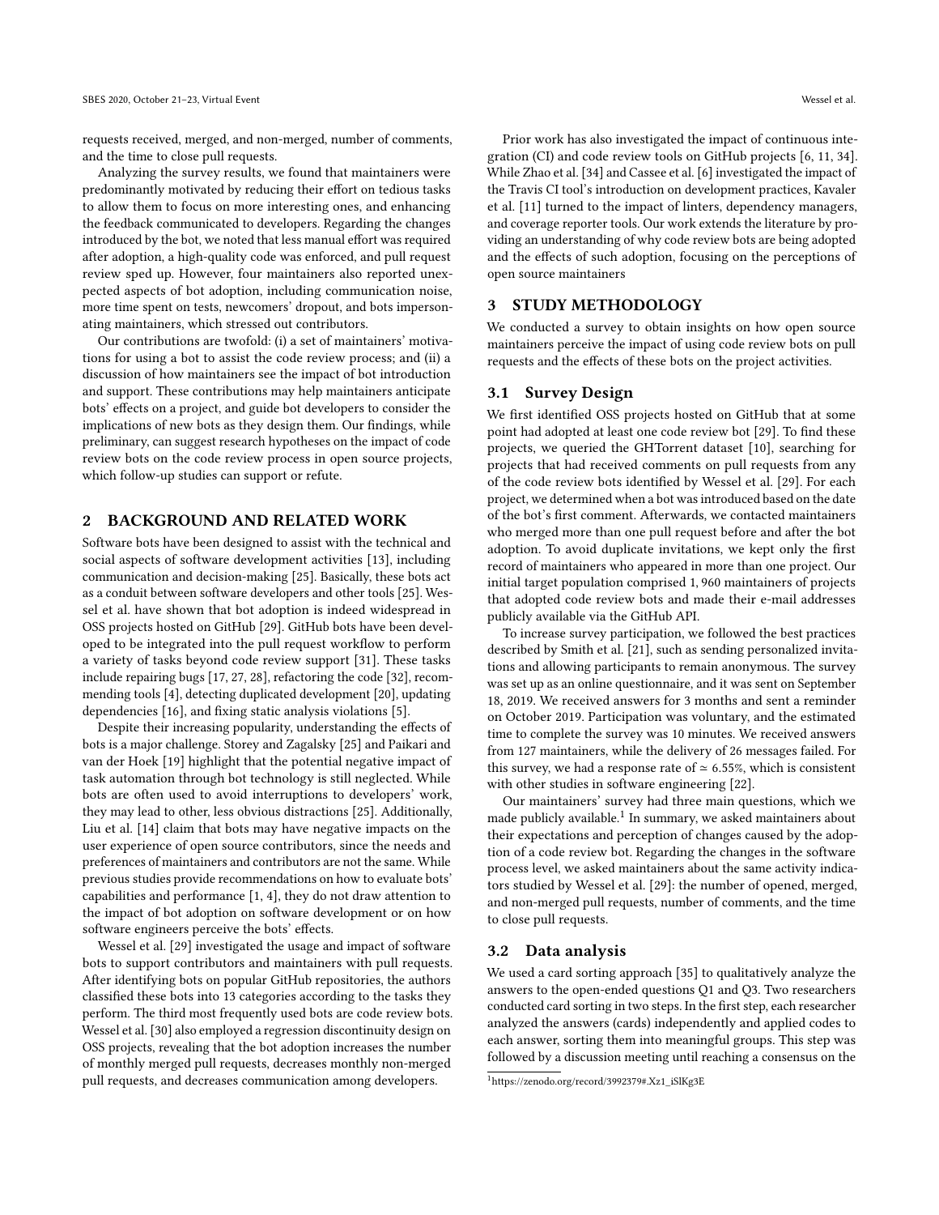requests received, merged, and non-merged, number of comments, and the time to close pull requests.

Analyzing the survey results, we found that maintainers were predominantly motivated by reducing their effort on tedious tasks to allow them to focus on more interesting ones, and enhancing the feedback communicated to developers. Regarding the changes introduced by the bot, we noted that less manual effort was required after adoption, a high-quality code was enforced, and pull request review sped up. However, four maintainers also reported unexpected aspects of bot adoption, including communication noise, more time spent on tests, newcomers' dropout, and bots impersonating maintainers, which stressed out contributors.

Our contributions are twofold: (i) a set of maintainers' motivations for using a bot to assist the code review process; and (ii) a discussion of how maintainers see the impact of bot introduction and support. These contributions may help maintainers anticipate bots' effects on a project, and guide bot developers to consider the implications of new bots as they design them. Our findings, while preliminary, can suggest research hypotheses on the impact of code review bots on the code review process in open source projects, which follow-up studies can support or refute.

## 2 BACKGROUND AND RELATED WORK

Software bots have been designed to assist with the technical and social aspects of software development activities [13], including communication and decision-making [25]. Basically, these bots act as a conduit between software developers and other tools [25]. Wessel et al. have shown that bot adoption is indeed widespread in OSS projects hosted on GitHub [29]. GitHub bots have been developed to be integrated into the pull request workflow to perform a variety of tasks beyond code review support [31]. These tasks include repairing bugs [17, 27, 28], refactoring the code [32], recommending tools [4], detecting duplicated development [20], updating dependencies [16], and fixing static analysis violations [5].

Despite their increasing popularity, understanding the effects of bots is a major challenge. Storey and Zagalsky [25] and Paikari and van der Hoek [19] highlight that the potential negative impact of task automation through bot technology is still neglected. While bots are often used to avoid interruptions to developers' work, they may lead to other, less obvious distractions [25]. Additionally, Liu et al. [14] claim that bots may have negative impacts on the user experience of open source contributors, since the needs and preferences of maintainers and contributors are not the same. While previous studies provide recommendations on how to evaluate bots' capabilities and performance [1, 4], they do not draw attention to the impact of bot adoption on software development or on how software engineers perceive the bots' effects.

Wessel et al. [29] investigated the usage and impact of software bots to support contributors and maintainers with pull requests. After identifying bots on popular GitHub repositories, the authors classified these bots into 13 categories according to the tasks they perform. The third most frequently used bots are code review bots. Wessel et al. [30] also employed a regression discontinuity design on OSS projects, revealing that the bot adoption increases the number of monthly merged pull requests, decreases monthly non-merged pull requests, and decreases communication among developers.

Prior work has also investigated the impact of continuous integration (CI) and code review tools on GitHub projects [6, 11, 34]. While Zhao et al. [34] and Cassee et al. [6] investigated the impact of the Travis CI tool's introduction on development practices, Kavaler et al. [11] turned to the impact of linters, dependency managers, and coverage reporter tools. Our work extends the literature by providing an understanding of why code review bots are being adopted and the effects of such adoption, focusing on the perceptions of open source maintainers

## 3 STUDY METHODOLOGY

We conducted a survey to obtain insights on how open source maintainers perceive the impact of using code review bots on pull requests and the effects of these bots on the project activities.

### 3.1 Survey Design

We first identified OSS projects hosted on GitHub that at some point had adopted at least one code review bot [29]. To find these projects, we queried the GHTorrent dataset [10], searching for projects that had received comments on pull requests from any of the code review bots identified by Wessel et al. [29]. For each project, we determined when a bot was introduced based on the date of the bot's first comment. Afterwards, we contacted maintainers who merged more than one pull request before and after the bot adoption. To avoid duplicate invitations, we kept only the first record of maintainers who appeared in more than one project. Our initial target population comprised 1,960 maintainers of projects that adopted code review bots and made their e-mail addresses publicly available via the GitHub API.

To increase survey participation, we followed the best practices described by Smith et al. [21], such as sending personalized invitations and allowing participants to remain anonymous. The survey was set up as an online questionnaire, and it was sent on September 18, 2019. We received answers for 3 months and sent a reminder on October 2019. Participation was voluntary, and the estimated time to complete the survey was 10 minutes. We received answers from 127 maintainers, while the delivery of 26 messages failed. For this survey, we had a response rate of $\simeq 6.55\%$, which is consistent with other studies in software engineering [22].

Our maintainers' survey had three main questions, which we made publicly available.[1] In summary, we asked maintainers about their expectations and perception of changes caused by the adoption of a code review bot. Regarding the changes in the software process level, we asked maintainers about the same activity indicators studied by Wessel et al. [29]: the number of opened, merged, and non-merged pull requests, number of comments, and the time to close pull requests.

### 3.2 Data analysis

We used a card sorting approach [35] to qualitatively analyze the answers to the open-ended questions Q1 and Q3. Two researchers conducted card sorting in two steps. In the first step, each researcher analyzed the answers (cards) independently and applied codes to each answer, sorting them into meaningful groups. This step was followed by a discussion meeting until reaching a consensus on the

[1] https://zenodo.org/record/3992379#.Xz1_iSlKg3E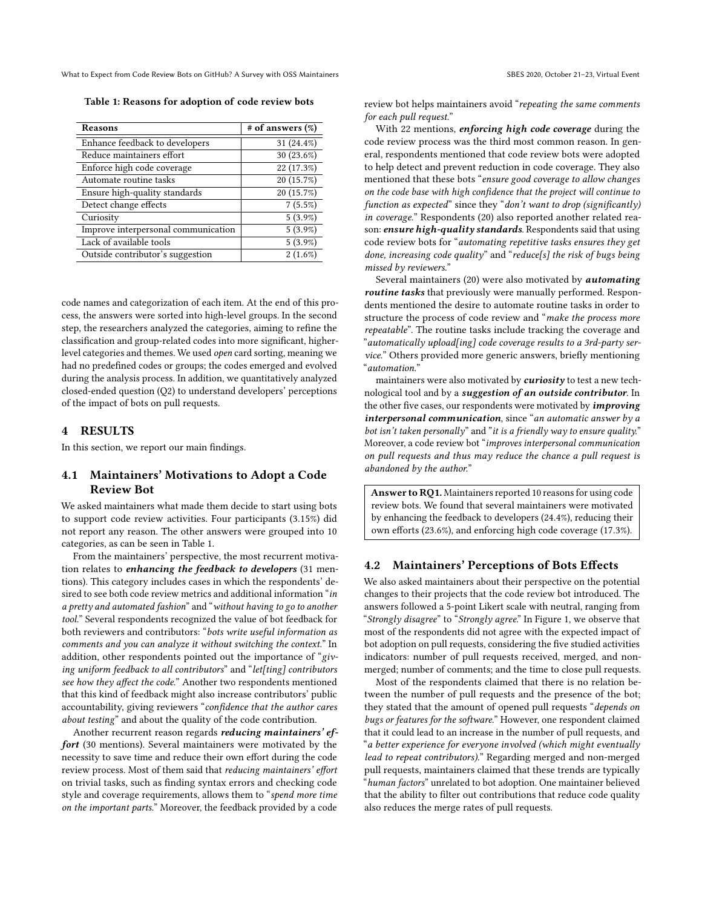Table 1: Reasons for adoption of code review bots

| Reasons | # of answers (%) |
| --- | --- |
| Enhance feedback to developers | 31 (24.4%) |
| Reduce maintainers effort | 30 (23.6%) |
| Enforce high code coverage | 22 (17.3%) |
| Automate routine tasks | 20 (15.7%) |
| Ensure high-quality standards | 20 (15.7%) |
| Detect change effects | 7 (5.5%) |
| Curiosity | 5 (3.9%) |
| Improve interpersonal communication | 5 (3.9%) |
| Lack of available tools | 5 (3.9%) |
| Outside contributor's suggestion | 2 (1.6%) |

code names and categorization of each item. At the end of this process, the answers were sorted into high-level groups. In the second step, the researchers analyzed the categories, aiming to refine the classification and group-related codes into more significant, higher-level categories and themes. We used *open* card sorting, meaning we had no predefined codes or groups; the codes emerged and evolved during the analysis process. In addition, we quantitatively analyzed closed-ended question (Q2) to understand developers' perceptions of the impact of bots on pull requests.

## 4 RESULTS

In this section, we report our main findings.

### 4.1 Maintainers' Motivations to Adopt a Code Review Bot

We asked maintainers what made them decide to start using bots to support code review activities. Four participants (3.15%) did not report any reason. The other answers were grouped into 10 categories, as can be seen in Table 1.

From the maintainers' perspective, the most recurrent motivation relates to ***enhancing the feedback to developers*** (31 mentions). This category includes cases in which the respondents' desired to see both code review metrics and additional information "*in a pretty and automated fashion*" and "*without having to go to another tool.*" Several respondents recognized the value of bot feedback for both reviewers and contributors: "*bots write useful information as comments and you can analyze it without switching the context.*" In addition, other respondents pointed out the importance of "*giving uniform feedback to all contributors*" and "*let[ting] contributors see how they affect the code.*" Another two respondents mentioned that this kind of feedback might also increase contributors' public accountability, giving reviewers "*confidence that the author cares about testing*" and about the quality of the code contribution.

Another recurrent reason regards ***reducing maintainers' effort*** (30 mentions). Several maintainers were motivated by the necessity to save time and reduce their own effort during the code review process. Most of them said that *reducing maintainers' effort* on trivial tasks, such as finding syntax errors and checking code style and coverage requirements, allows them to "*spend more time on the important parts.*" Moreover, the feedback provided by a code review bot helps maintainers avoid "*repeating the same comments for each pull request.*"

With 22 mentions, ***enforcing high code coverage*** during the code review process was the third most common reason. In general, respondents mentioned that code review bots were adopted to help detect and prevent reduction in code coverage. They also mentioned that these bots "*ensure good coverage to allow changes on the code base with high confidence that the project will continue to function as expected*" since they "*don't want to drop (significantly) in coverage.*" Respondents (20) also reported another related reason: ***ensure high-quality standards***. Respondents said that using code review bots for "*automating repetitive tasks ensures they get done, increasing code quality*" and "*reduce[s] the risk of bugs being missed by reviewers.*"

Several maintainers (20) were also motivated by ***automating routine tasks*** that previously were manually performed. Respondents mentioned the desire to automate routine tasks in order to structure the process of code review and "*make the process more repeatable*". The routine tasks include tracking the coverage and "*automatically upload[ing] code coverage results to a 3rd-party service.*" Others provided more generic answers, briefly mentioning "*automation.*"

maintainers were also motivated by ***curiosity*** to test a new technological tool and by a ***suggestion of an outside contributor***. In the other five cases, our respondents were motivated by ***improving interpersonal communication***, since "*an automatic answer by a bot isn't taken personally*" and "*it is a friendly way to ensure quality.*" Moreover, a code review bot "*improves interpersonal communication on pull requests and thus may reduce the chance a pull request is abandoned by the author.*"

> **Answer to RQ1.** Maintainers reported 10 reasons for using code review bots. We found that several maintainers were motivated by enhancing the feedback to developers (24.4%), reducing their own efforts (23.6%), and enforcing high code coverage (17.3%).

### 4.2 Maintainers' Perceptions of Bots Effects

We also asked maintainers about their perspective on the potential changes to their projects that the code review bot introduced. The answers followed a 5-point Likert scale with neutral, ranging from "*Strongly disagree*" to "*Strongly agree.*" In Figure 1, we observe that most of the respondents did not agree with the expected impact of bot adoption on pull requests, considering the five studied activities indicators: number of pull requests received, merged, and non-merged; number of comments; and the time to close pull requests.

Most of the respondents claimed that there is no relation between the number of pull requests and the presence of the bot; they stated that the amount of opened pull requests "*depends on bugs or features for the software.*" However, one respondent claimed that it could lead to an increase in the number of pull requests, and "*a better experience for everyone involved (which might eventually lead to repeat contributors).*" Regarding merged and non-merged pull requests, maintainers claimed that these trends are typically "*human factors*" unrelated to bot adoption. One maintainer believed that the ability to filter out contributions that reduce code quality also reduces the merge rates of pull requests.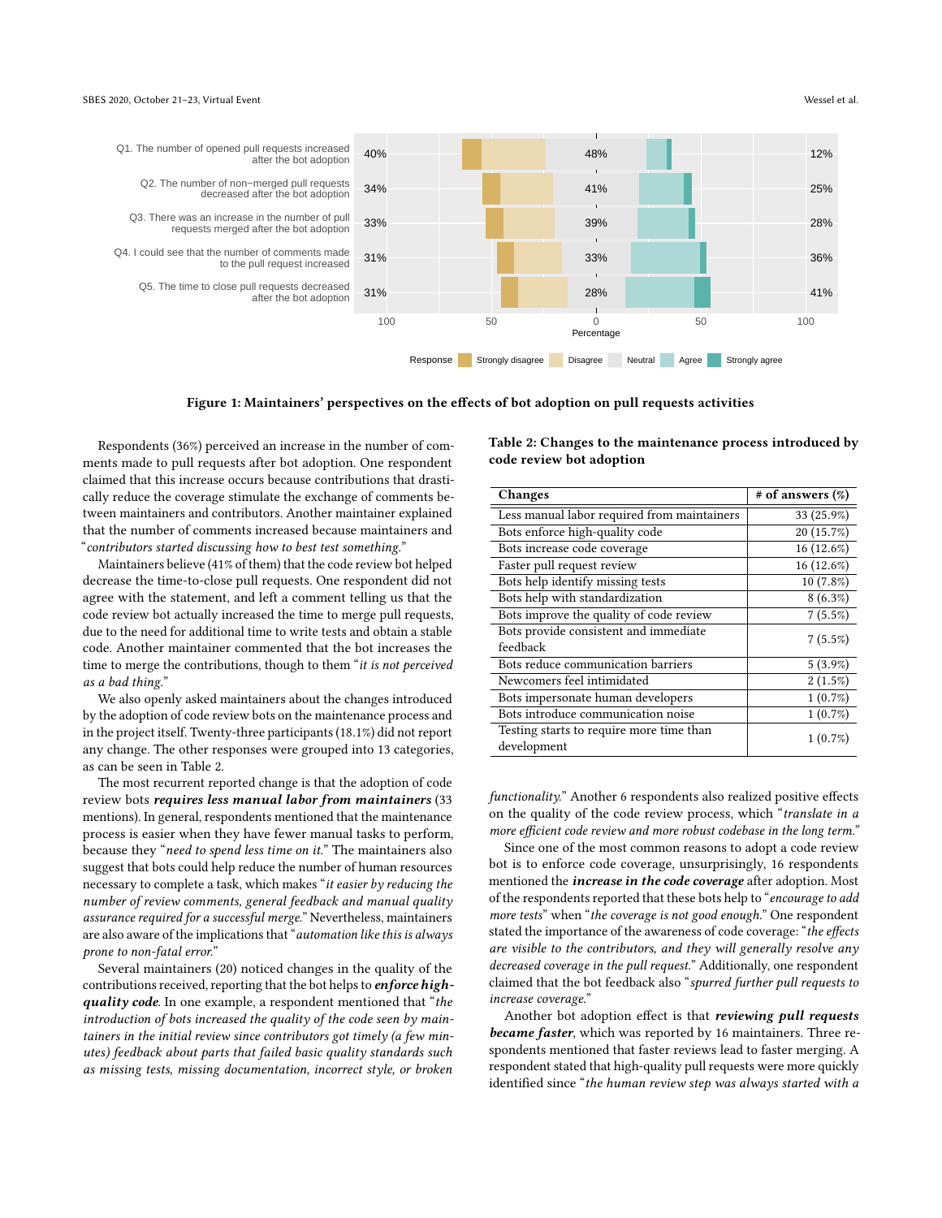Figure 1: Maintainers' perspectives on the effects of bot adoption on pull requests activities

Respondents (36%) perceived an increase in the number of comments made to pull requests after bot adoption. One respondent claimed that this increase occurs because contributions that drastically reduce the coverage stimulate the exchange of comments between maintainers and contributors. Another maintainer explained that the number of comments increased because maintainers and "*contributors started discussing how to best test something.*"

Maintainers believe (41% of them) that the code review bot helped decrease the time-to-close pull requests. One respondent did not agree with the statement, and left a comment telling us that the code review bot actually increased the time to merge pull requests, due to the need for additional time to write tests and obtain a stable code. Another maintainer commented that the bot increases the time to merge the contributions, though to them "*it is not perceived as a bad thing.*"

We also openly asked maintainers about the changes introduced by the adoption of code review bots on the maintenance process and in the project itself. Twenty-three participants (18.1%) did not report any change. The other responses were grouped into 13 categories, as can be seen in Table 2.

The most recurrent reported change is that the adoption of code review bots ***requires less manual labor from maintainers*** (33 mentions). In general, respondents mentioned that the maintenance process is easier when they have fewer manual tasks to perform, because they "*need to spend less time on it.*" The maintainers also suggest that bots could help reduce the number of human resources necessary to complete a task, which makes "*it easier by reducing the number of review comments, general feedback and manual quality assurance required for a successful merge.*" Nevertheless, maintainers are also aware of the implications that "*automation like this is always prone to non-fatal error.*"

Several maintainers (20) noticed changes in the quality of the contributions received, reporting that the bot helps to ***enforce high-quality code***. In one example, a respondent mentioned that "*the introduction of bots increased the quality of the code seen by maintainers in the initial review since contributors got timely (a few minutes) feedback about parts that failed basic quality standards such as missing tests, missing documentation, incorrect style, or broken functionality.*" Another 6 respondents also realized positive effects on the quality of the code review process, which "*translate in a more efficient code review and more robust codebase in the long term.*"

**Table 2: Changes to the maintenance process introduced by code review bot adoption**

| Changes | # of answers (%) |
|---|---|
| Less manual labor required from maintainers | 33 (25.9%) |
| Bots enforce high-quality code | 20 (15.7%) |
| Bots increase code coverage | 16 (12.6%) |
| Faster pull request review | 16 (12.6%) |
| Bots help identify missing tests | 10 (7.8%) |
| Bots help with standardization | 8 (6.3%) |
| Bots improve the quality of code review | 7 (5.5%) |
| Bots provide consistent and immediate feedback | 7 (5.5%) |
| Bots reduce communication barriers | 5 (3.9%) |
| Newcomers feel intimidated | 2 (1.5%) |
| Bots impersonate human developers | 1 (0.7%) |
| Bots introduce communication noise | 1 (0.7%) |
| Testing starts to require more time than development | 1 (0.7%) |

Since one of the most common reasons to adopt a code review bot is to enforce code coverage, unsurprisingly, 16 respondents mentioned the ***increase in the code coverage*** after adoption. Most of the respondents reported that these bots help to "*encourage to add more tests*" when "*the coverage is not good enough.*" One respondent stated the importance of the awareness of code coverage: "*the effects are visible to the contributors, and they will generally resolve any decreased coverage in the pull request.*" Additionally, one respondent claimed that the bot feedback also "*spurred further pull requests to increase coverage.*"

Another bot adoption effect is that ***reviewing pull requests became faster***, which was reported by 16 maintainers. Three respondents mentioned that faster reviews lead to faster merging. A respondent stated that high-quality pull requests were more quickly identified since "*the human review step was always started with a*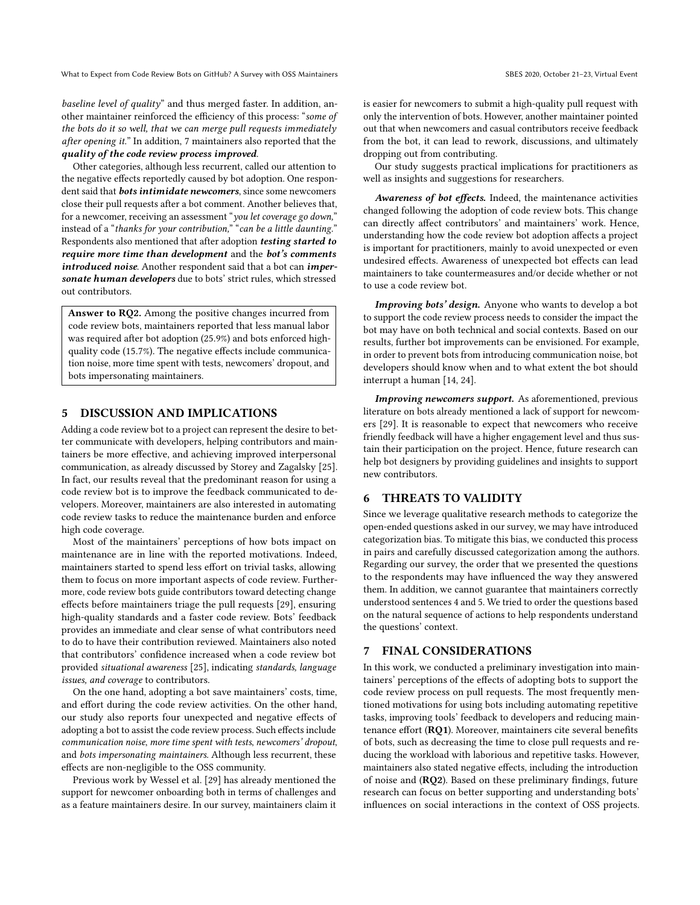*baseline level of quality*" and thus merged faster. In addition, another maintainer reinforced the efficiency of this process: "*some of the bots do it so well, that we can merge pull requests immediately after opening it.*" In addition, 7 maintainers also reported that the ***quality of the code review process improved***.

Other categories, although less recurrent, called our attention to the negative effects reportedly caused by bot adoption. One respondent said that ***bots intimidate newcomers***, since some newcomers close their pull requests after a bot comment. Another believes that, for a newcomer, receiving an assessment "*you let coverage go down,*" instead of a "*thanks for your contribution,*" "*can be a little daunting.*" Respondents also mentioned that after adoption ***testing started to require more time than development*** and the ***bot's comments introduced noise***. Another respondent said that a bot can ***impersonate human developers*** due to bots' strict rules, which stressed out contributors.

> **Answer to RQ2.** Among the positive changes incurred from code review bots, maintainers reported that less manual labor was required after bot adoption (25.9%) and bots enforced high-quality code (15.7%). The negative effects include communication noise, more time spent with tests, newcomers' dropout, and bots impersonating maintainers.

## 5 DISCUSSION AND IMPLICATIONS

Adding a code review bot to a project can represent the desire to better communicate with developers, helping contributors and maintainers be more effective, and achieving improved interpersonal communication, as already discussed by Storey and Zagalsky [25]. In fact, our results reveal that the predominant reason for using a code review bot is to improve the feedback communicated to developers. Moreover, maintainers are also interested in automating code review tasks to reduce the maintenance burden and enforce high code coverage.

Most of the maintainers' perceptions of how bots impact on maintenance are in line with the reported motivations. Indeed, maintainers started to spend less effort on trivial tasks, allowing them to focus on more important aspects of code review. Furthermore, code review bots guide contributors toward detecting change effects before maintainers triage the pull requests [29], ensuring high-quality standards and a faster code review. Bots' feedback provides an immediate and clear sense of what contributors need to do to have their contribution reviewed. Maintainers also noted that contributors' confidence increased when a code review bot provided *situational awareness* [25], indicating *standards, language issues, and coverage* to contributors.

On the one hand, adopting a bot save maintainers' costs, time, and effort during the code review activities. On the other hand, our study also reports four unexpected and negative effects of adopting a bot to assist the code review process. Such effects include *communication noise*, *more time spent with tests*, *newcomers' dropout*, and *bots impersonating maintainers*. Although less recurrent, these effects are non-negligible to the OSS community.

Previous work by Wessel et al. [29] has already mentioned the support for newcomer onboarding both in terms of challenges and as a feature maintainers desire. In our survey, maintainers claim it is easier for newcomers to submit a high-quality pull request with only the intervention of bots. However, another maintainer pointed out that when newcomers and casual contributors receive feedback from the bot, it can lead to rework, discussions, and ultimately dropping out from contributing.

Our study suggests practical implications for practitioners as well as insights and suggestions for researchers.

***Awareness of bot effects.*** Indeed, the maintenance activities changed following the adoption of code review bots. This change can directly affect contributors' and maintainers' work. Hence, understanding how the code review bot adoption affects a project is important for practitioners, mainly to avoid unexpected or even undesired effects. Awareness of unexpected bot effects can lead maintainers to take countermeasures and/or decide whether or not to use a code review bot.

***Improving bots' design.*** Anyone who wants to develop a bot to support the code review process needs to consider the impact the bot may have on both technical and social contexts. Based on our results, further bot improvements can be envisioned. For example, in order to prevent bots from introducing communication noise, bot developers should know when and to what extent the bot should interrupt a human [14, 24].

***Improving newcomers support.*** As aforementioned, previous literature on bots already mentioned a lack of support for newcomers [29]. It is reasonable to expect that newcomers who receive friendly feedback will have a higher engagement level and thus sustain their participation on the project. Hence, future research can help bot designers by providing guidelines and insights to support new contributors.

## 6 THREATS TO VALIDITY

Since we leverage qualitative research methods to categorize the open-ended questions asked in our survey, we may have introduced categorization bias. To mitigate this bias, we conducted this process in pairs and carefully discussed categorization among the authors. Regarding our survey, the order that we presented the questions to the respondents may have influenced the way they answered them. In addition, we cannot guarantee that maintainers correctly understood sentences 4 and 5. We tried to order the questions based on the natural sequence of actions to help respondents understand the questions' context.

## 7 FINAL CONSIDERATIONS

In this work, we conducted a preliminary investigation into maintainers' perceptions of the effects of adopting bots to support the code review process on pull requests. The most frequently mentioned motivations for using bots including automating repetitive tasks, improving tools' feedback to developers and reducing maintenance effort (**RQ1**). Moreover, maintainers cite several benefits of bots, such as decreasing the time to close pull requests and reducing the workload with laborious and repetitive tasks. However, maintainers also stated negative effects, including the introduction of noise and (**RQ2**). Based on these preliminary findings, future research can focus on better supporting and understanding bots' influences on social interactions in the context of OSS projects.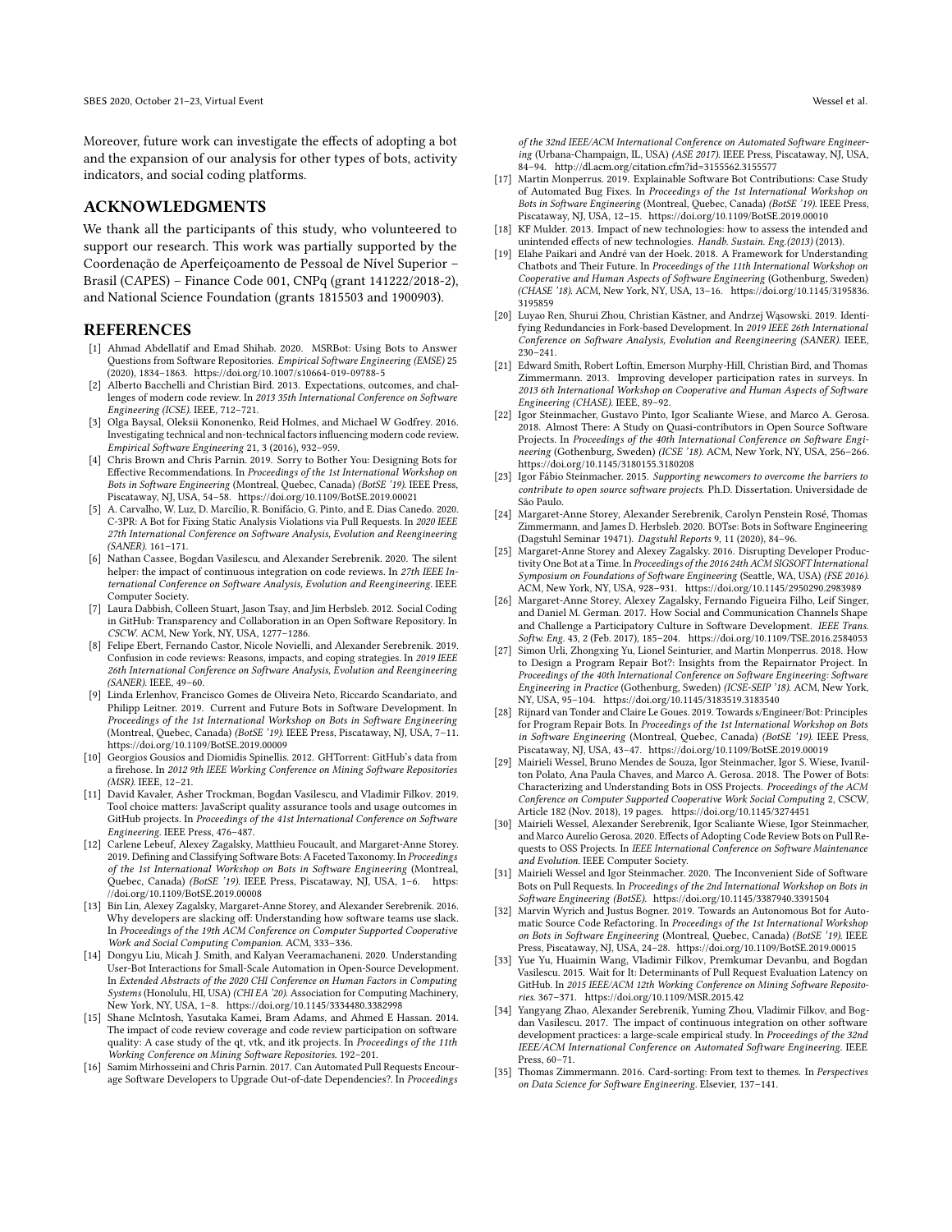Moreover, future work can investigate the effects of adopting a bot and the expansion of our analysis for other types of bots, activity indicators, and social coding platforms.

## ACKNOWLEDGMENTS

We thank all the participants of this study, who volunteered to support our research. This work was partially supported by the Coordenação de Aperfeiçoamento de Pessoal de Nível Superior – Brasil (CAPES) – Finance Code 001, CNPq (grant 141222/2018-2), and National Science Foundation (grants 1815503 and 1900903).

## REFERENCES

- [1] Ahmad Abdellatif and Emad Shihab. 2020. MSRBot: Using Bots to Answer Questions from Software Repositories. *Empirical Software Engineering (EMSE)* 25 (2020), 1834–1863. https://doi.org/10.1007/s10664-019-09788-5
- [2] Alberto Bacchelli and Christian Bird. 2013. Expectations, outcomes, and challenges of modern code review. In *2013 35th International Conference on Software Engineering (ICSE)*. IEEE, 712–721.
- [3] Olga Baysal, Oleksii Kononenko, Reid Holmes, and Michael W Godfrey. 2016. Investigating technical and non-technical factors influencing modern code review. *Empirical Software Engineering* 21, 3 (2016), 932–959.
- [4] Chris Brown and Chris Parnin. 2019. Sorry to Bother You: Designing Bots for Effective Recommendations. In *Proceedings of the 1st International Workshop on Bots in Software Engineering* (Montreal, Quebec, Canada) *(BotSE '19)*. IEEE Press, Piscataway, NJ, USA, 54–58. https://doi.org/10.1109/BotSE.2019.00021
- [5] A. Carvalho, W. Luz, D. Marcílio, R. Bonifácio, G. Pinto, and E. Dias Canedo. 2020. C-3PR: A Bot for Fixing Static Analysis Violations via Pull Requests. In *2020 IEEE 27th International Conference on Software Analysis, Evolution and Reengineering (SANER)*. 161–171.
- [6] Nathan Cassee, Bogdan Vasilescu, and Alexander Serebrenik. 2020. The silent helper: the impact of continuous integration on code reviews. In *27th IEEE International Conference on Software Analysis, Evolution and Reengineering*. IEEE Computer Society.
- [7] Laura Dabbish, Colleen Stuart, Jason Tsay, and Jim Herbsleb. 2012. Social Coding in GitHub: Transparency and Collaboration in an Open Software Repository. In *CSCW*. ACM, New York, NY, USA, 1277–1286.
- [8] Felipe Ebert, Fernando Castor, Nicole Novielli, and Alexander Serebrenik. 2019. Confusion in code reviews: Reasons, impacts, and coping strategies. In *2019 IEEE 26th International Conference on Software Analysis, Evolution and Reengineering (SANER)*. IEEE, 49–60.
- [9] Linda Erlenhov, Francisco Gomes de Oliveira Neto, Riccardo Scandariato, and Philipp Leitner. 2019. Current and Future Bots in Software Development. In *Proceedings of the 1st International Workshop on Bots in Software Engineering* (Montreal, Quebec, Canada) *(BotSE '19)*. IEEE Press, Piscataway, NJ, USA, 7–11. https://doi.org/10.1109/BotSE.2019.00009
- [10] Georgios Gousios and Diomidis Spinellis. 2012. GHTorrent: GitHub's data from a firehose. In *2012 9th IEEE Working Conference on Mining Software Repositories (MSR)*. IEEE, 12–21.
- [11] David Kavaler, Asher Trockman, Bogdan Vasilescu, and Vladimir Filkov. 2019. Tool choice matters: JavaScript quality assurance tools and usage outcomes in GitHub projects. In *Proceedings of the 41st International Conference on Software Engineering*. IEEE Press, 476–487.
- [12] Carlene Lebeuf, Alexey Zagalsky, Matthieu Foucault, and Margaret-Anne Storey. 2019. Defining and Classifying Software Bots: A Faceted Taxonomy. In *Proceedings of the 1st International Workshop on Bots in Software Engineering* (Montreal, Quebec, Canada) *(BotSE '19)*. IEEE Press, Piscataway, NJ, USA, 1–6. https://doi.org/10.1109/BotSE.2019.00008
- [13] Bin Lin, Alexey Zagalsky, Margaret-Anne Storey, and Alexander Serebrenik. 2016. Why developers are slacking off: Understanding how software teams use slack. In *Proceedings of the 19th ACM Conference on Computer Supported Cooperative Work and Social Computing Companion*. ACM, 333–336.
- [14] Dongyu Liu, Micah J. Smith, and Kalyan Veeramachaneni. 2020. Understanding User-Bot Interactions for Small-Scale Automation in Open-Source Development. In *Extended Abstracts of the 2020 CHI Conference on Human Factors in Computing Systems* (Honolulu, HI, USA) *(CHI EA '20)*. Association for Computing Machinery, New York, NY, USA, 1–8. https://doi.org/10.1145/3334480.3382998
- [15] Shane McIntosh, Yasutaka Kamei, Bram Adams, and Ahmed E Hassan. 2014. The impact of code review coverage and code review participation on software quality: A case study of the qt, vtk, and itk projects. In *Proceedings of the 11th Working Conference on Mining Software Repositories*. 192–201.
- [16] Samim Mirhosseini and Chris Parnin. 2017. Can Automated Pull Requests Encourage Software Developers to Upgrade Out-of-date Dependencies?. In *Proceedings of the 32nd IEEE/ACM International Conference on Automated Software Engineering* (Urbana-Champaign, IL, USA) *(ASE 2017)*. IEEE Press, Piscataway, NJ, USA, 84–94. http://dl.acm.org/citation.cfm?id=3155562.3155577
- [17] Martin Monperrus. 2019. Explainable Software Bot Contributions: Case Study of Automated Bug Fixes. In *Proceedings of the 1st International Workshop on Bots in Software Engineering* (Montreal, Quebec, Canada) *(BotSE '19)*. IEEE Press, Piscataway, NJ, USA, 12–15. https://doi.org/10.1109/BotSE.2019.00010
- [18] KF Mulder. 2013. Impact of new technologies: how to assess the intended and unintended effects of new technologies. *Handb. Sustain. Eng.(2013)* (2013).
- [19] Elahe Paikari and André van der Hoek. 2018. A Framework for Understanding Chatbots and Their Future. In *Proceedings of the 11th International Workshop on Cooperative and Human Aspects of Software Engineering* (Gothenburg, Sweden) *(CHASE '18)*. ACM, New York, NY, USA, 13–16. https://doi.org/10.1145/3195836.3195859
- [20] Luyao Ren, Shurui Zhou, Christian Kästner, and Andrzej Wąsowski. 2019. Identifying Redundancies in Fork-based Development. In *2019 IEEE 26th International Conference on Software Analysis, Evolution and Reengineering (SANER)*. IEEE, 230–241.
- [21] Edward Smith, Robert Loftin, Emerson Murphy-Hill, Christian Bird, and Thomas Zimmermann. 2013. Improving developer participation rates in surveys. In *2013 6th International Workshop on Cooperative and Human Aspects of Software Engineering (CHASE)*. IEEE, 89–92.
- [22] Igor Steinmacher, Gustavo Pinto, Igor Scaliante Wiese, and Marco A. Gerosa. 2018. Almost There: A Study on Quasi-contributors in Open Source Software Projects. In *Proceedings of the 40th International Conference on Software Engineering* (Gothenburg, Sweden) *(ICSE '18)*. ACM, New York, NY, USA, 256–266. https://doi.org/10.1145/3180155.3180208
- [23] Igor Fábio Steinmacher. 2015. *Supporting newcomers to overcome the barriers to contribute to open source software projects.* Ph.D. Dissertation. Universidade de São Paulo.
- [24] Margaret-Anne Storey, Alexander Serebrenik, Carolyn Penstein Rosé, Thomas Zimmermann, and James D. Herbsleb. 2020. BOTse: Bots in Software Engineering (Dagstuhl Seminar 19471). *Dagstuhl Reports* 9, 11 (2020), 84–96.
- [25] Margaret-Anne Storey and Alexey Zagalsky. 2016. Disrupting Developer Productivity One Bot at a Time. In *Proceedings of the 2016 24th ACM SIGSOFT International Symposium on Foundations of Software Engineering* (Seattle, WA, USA) *(FSE 2016)*. ACM, New York, NY, USA, 928–931. https://doi.org/10.1145/2950290.2983989
- [26] Margaret-Anne Storey, Alexey Zagalsky, Fernando Figueira Filho, Leif Singer, and Daniel M. German. 2017. How Social and Communication Channels Shape and Challenge a Participatory Culture in Software Development. *IEEE Trans. Softw. Eng.* 43, 2 (Feb. 2017), 185–204. https://doi.org/10.1109/TSE.2016.2584053
- [27] Simon Urli, Zhongxing Yu, Lionel Seinturier, and Martin Monperrus. 2018. How to Design a Program Repair Bot?: Insights from the Repairnator Project. In *Proceedings of the 40th International Conference on Software Engineering: Software Engineering in Practice* (Gothenburg, Sweden) *(ICSE-SEIP '18)*. ACM, New York, NY, USA, 95–104. https://doi.org/10.1145/3183519.3183540
- [28] Rijnard van Tonder and Claire Le Goues. 2019. Towards s/Engineer/Bot: Principles for Program Repair Bots. In *Proceedings of the 1st International Workshop on Bots in Software Engineering* (Montreal, Quebec, Canada) *(BotSE '19)*. IEEE Press, Piscataway, NJ, USA, 43–47. https://doi.org/10.1109/BotSE.2019.00019
- [29] Mairieli Wessel, Bruno Mendes de Souza, Igor Steinmacher, Igor S. Wiese, Ivanilton Polato, Ana Paula Chaves, and Marco A. Gerosa. 2018. The Power of Bots: Characterizing and Understanding Bots in OSS Projects. *Proceedings of the ACM Conference on Computer Supported Cooperative Work Social Computing* 2, CSCW, Article 182 (Nov. 2018), 19 pages. https://doi.org/10.1145/3274451
- [30] Mairieli Wessel, Alexander Serebrenik, Igor Scaliante Wiese, Igor Steinmacher, and Marco Aurelio Gerosa. 2020. Effects of Adopting Code Review Bots on Pull Requests to OSS Projects. In *IEEE International Conference on Software Maintenance and Evolution*. IEEE Computer Society.
- [31] Mairieli Wessel and Igor Steinmacher. 2020. The Inconvenient Side of Software Bots on Pull Requests. In *Proceedings of the 2nd International Workshop on Bots in Software Engineering (BotSE)*. https://doi.org/10.1145/3387940.3391504
- [32] Marvin Wyrich and Justus Bogner. 2019. Towards an Autonomous Bot for Automatic Source Code Refactoring. In *Proceedings of the 1st International Workshop on Bots in Software Engineering* (Montreal, Quebec, Canada) *(BotSE '19)*. IEEE Press, Piscataway, NJ, USA, 24–28. https://doi.org/10.1109/BotSE.2019.00015
- [33] Yue Yu, Huaimin Wang, Vladimir Filkov, Premkumar Devanbu, and Bogdan Vasilescu. 2015. Wait for It: Determinants of Pull Request Evaluation Latency on GitHub. In *2015 IEEE/ACM 12th Working Conference on Mining Software Repositories*. 367–371. https://doi.org/10.1109/MSR.2015.42
- [34] Yangyang Zhao, Alexander Serebrenik, Yuming Zhou, Vladimir Filkov, and Bogdan Vasilescu. 2017. The impact of continuous integration on other software development practices: a large-scale empirical study. In *Proceedings of the 32nd IEEE/ACM International Conference on Automated Software Engineering*. IEEE Press, 60–71.
- [35] Thomas Zimmermann. 2016. Card-sorting: From text to themes. In *Perspectives on Data Science for Software Engineering*. Elsevier, 137–141.